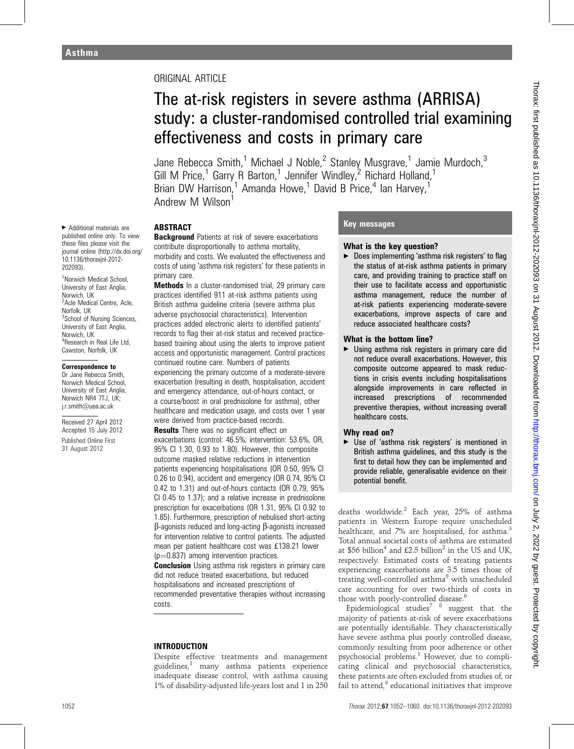Asthma

ORIGINAL ARTICLE

# The at-risk registers in severe asthma (ARRISA) study: a cluster-randomised controlled trial examining effectiveness and costs in primary care

Jane Rebecca Smith,[1] Michael J Noble,[2] Stanley Musgrave,[1] Jamie Murdoch,[3] Gill M Price,[1] Garry R Barton,[1] Jennifer Windley,[2] Richard Holland,[1] Brian DW Harrison,[1] Amanda Howe,[1] David B Price,[4] Ian Harvey,[1] Andrew M Wilson[1]

▸ Additional materials are published online only. To view these files please visit the journal online (http://dx.doi.org/10.1136/thoraxjnl-2012-202093).

[1]Norwich Medical School, University of East Anglia, Norwich, UK
[2]Acle Medical Centre, Acle, Norfolk, UK
[3]School of Nursing Sciences, University of East Anglia, Norwich, UK
[4]Research in Real Life Ltd, Cawston, Norfolk, UK

**Correspondence to**
Dr Jane Rebecca Smith, Norwich Medical School, University of East Anglia, Norwich NR4 7TJ, UK; j.r.smith@uea.ac.uk

Received 27 April 2012
Accepted 15 July 2012
Published Online First 31 August 2012

## ABSTRACT

**Background** Patients at risk of severe exacerbations contribute disproportionally to asthma mortality, morbidity and costs. We evaluated the effectiveness and costs of using 'asthma risk registers' for these patients in primary care.

**Methods** In a cluster-randomised trial, 29 primary care practices identified 911 at-risk asthma patients using British asthma guideline criteria (severe asthma plus adverse psychosocial characteristics). Intervention practices added electronic alerts to identified patients' records to flag their at-risk status and received practice-based training about using the alerts to improve patient access and opportunistic management. Control practices continued routine care. Numbers of patients experiencing the primary outcome of a moderate-severe exacerbation (resulting in death, hospitalisation, accident and emergency attendance, out-of-hours contact, or a course/boost in oral prednisolone for asthma), other healthcare and medication usage, and costs over 1 year were derived from practice-based records.

**Results** There was no significant effect on exacerbations (control: 46.5%; intervention: 53.6%, OR, 95% CI 1.30, 0.93 to 1.80). However, this composite outcome masked relative reductions in intervention patients experiencing hospitalisations (OR 0.50, 95% CI 0.26 to 0.94), accident and emergency (OR 0.74, 95% CI 0.42 to 1.31) and out-of-hours contacts (OR 0.79, 95% CI 0.45 to 1.37); and a relative increase in prednisolone prescription for exacerbations (OR 1.31, 95% CI 0.92 to 1.85). Furthermore, prescription of nebulised short-acting β-agonists reduced and long-acting β-agonists increased for intervention relative to control patients. The adjusted mean per patient healthcare cost was £138.21 lower ($p=0.837$) among intervention practices.

**Conclusion** Using asthma risk registers in primary care did not reduce treated exacerbations, but reduced hospitalisations and increased prescriptions of recommended preventative therapies without increasing costs.

## Key messages

### What is the key question?

- Does implementing 'asthma risk registers' to flag the status of at-risk asthma patients in primary care, and providing training to practice staff on their use to facilitate access and opportunistic asthma management, reduce the number of at-risk patients experiencing moderate-severe exacerbations, improve aspects of care and reduce associated healthcare costs?

### What is the bottom line?

- Using asthma risk registers in primary care did not reduce overall exacerbations. However, this composite outcome appeared to mask reductions in crisis events including hospitalisations alongside improvements in care reflected in increased prescriptions of recommended preventive therapies, without increasing overall healthcare costs.

### Why read on?

- Use of 'asthma risk registers' is mentioned in British asthma guidelines, and this study is the first to detail how they can be implemented and provide reliable, generalisable evidence on their potential benefit.

## INTRODUCTION

Despite effective treatments and management guidelines,[1] many asthma patients experience inadequate disease control, with asthma causing 1% of disability-adjusted life-years lost and 1 in 250 deaths worldwide.[2] Each year, 25% of asthma patients in Western Europe require unscheduled healthcare, and 7% are hospitalised, for asthma.[3] Total annual societal costs of asthma are estimated at $56 billion[4] and £2.5 billion[2] in the US and UK, respectively. Estimated costs of treating patients experiencing exacerbations are 3.5 times those of treating well-controlled asthma[5] with unscheduled care accounting for over two-thirds of costs in those with poorly-controlled disease.[6]

Epidemiological studies[7] [8] suggest that the majority of patients at-risk of severe exacerbations are potentially identifiable. They characteristically have severe asthma plus poorly controlled disease, commonly resulting from poor adherence or other psychosocial problems.[1] However, due to complicating clinical and psychosocial characteristics, these patients are often excluded from studies of, or fail to attend,[9] educational initiatives that improve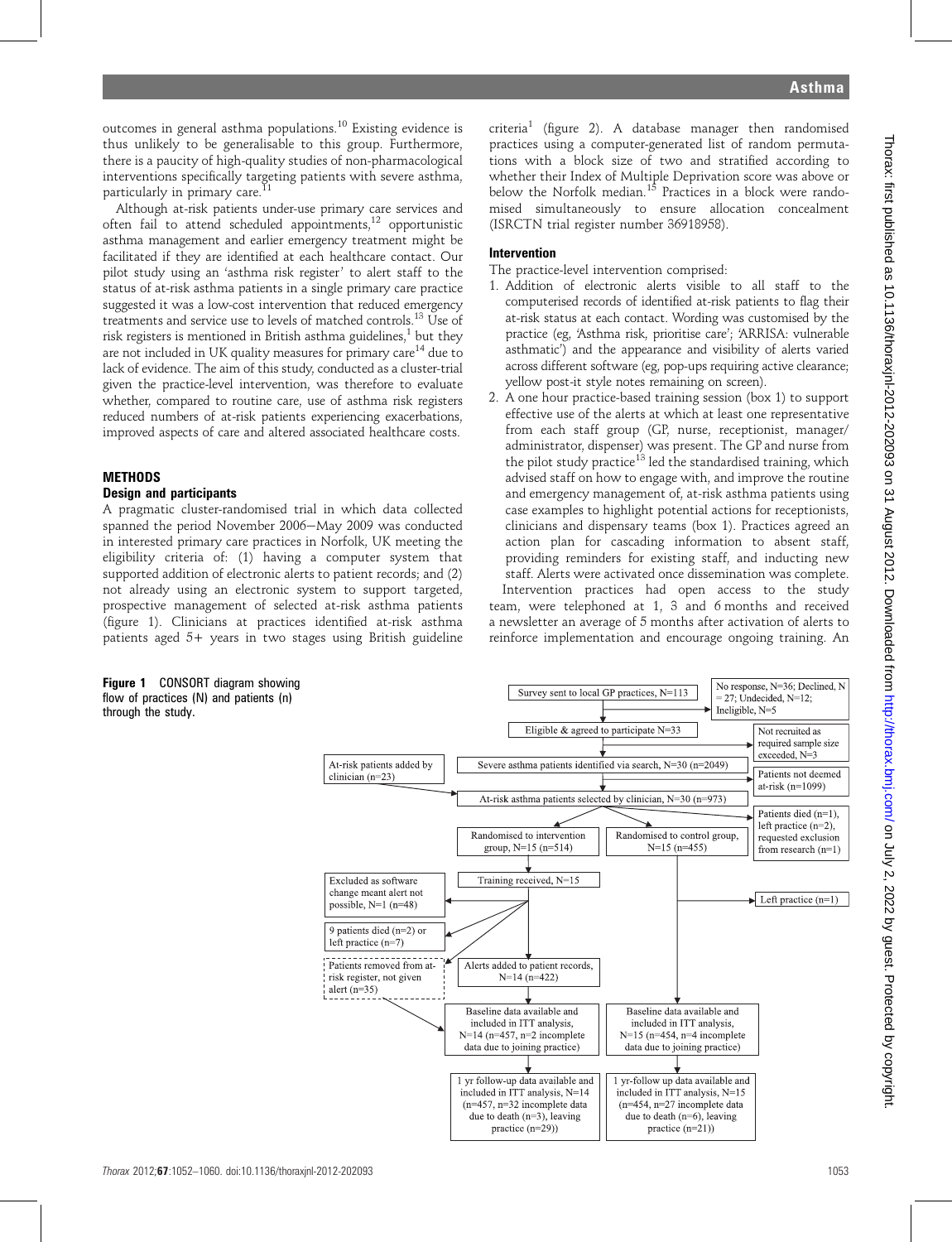outcomes in general asthma populations.[10] Existing evidence is thus unlikely to be generalisable to this group. Furthermore, there is a paucity of high-quality studies of non-pharmacological interventions specifically targeting patients with severe asthma, particularly in primary care.[11]

Although at-risk patients under-use primary care services and often fail to attend scheduled appointments,[12] opportunistic asthma management and earlier emergency treatment might be facilitated if they are identified at each healthcare contact. Our pilot study using an 'asthma risk register' to alert staff to the status of at-risk asthma patients in a single primary care practice suggested it was a low-cost intervention that reduced emergency treatments and service use to levels of matched controls.[13] Use of risk registers is mentioned in British asthma guidelines,[1] but they are not included in UK quality measures for primary care[14] due to lack of evidence. The aim of this study, conducted as a cluster-trial given the practice-level intervention, was therefore to evaluate whether, compared to routine care, use of asthma risk registers reduced numbers of at-risk patients experiencing exacerbations, improved aspects of care and altered associated healthcare costs.

## METHODS

### Design and participants

A pragmatic cluster-randomised trial in which data collected spanned the period November 2006–May 2009 was conducted in interested primary care practices in Norfolk, UK meeting the eligibility criteria of: (1) having a computer system that supported addition of electronic alerts to patient records; and (2) not already using an electronic system to support targeted, prospective management of selected at-risk asthma patients (figure 1). Clinicians at practices identified at-risk asthma patients aged 5+ years in two stages using British guideline criteria[1] (figure 2). A database manager then randomised practices using a computer-generated list of random permutations with a block size of two and stratified according to whether their Index of Multiple Deprivation score was above or below the Norfolk median.[15] Practices in a block were randomised simultaneously to ensure allocation concealment (ISRCTN trial register number 36918958).

### Intervention

The practice-level intervention comprised:

1. Addition of electronic alerts visible to all staff to the computerised records of identified at-risk patients to flag their at-risk status at each contact. Wording was customised by the practice (eg, 'Asthma risk, prioritise care'; 'ARRISA: vulnerable asthmatic') and the appearance and visibility of alerts varied across different software (eg, pop-ups requiring active clearance; yellow post-it style notes remaining on screen).
2. A one hour practice-based training session (box 1) to support effective use of the alerts at which at least one representative from each staff group (GP, nurse, receptionist, manager/administrator, dispenser) was present. The GP and nurse from the pilot study practice[13] led the standardised training, which advised staff on how to engage with, and improve the routine and emergency management of, at-risk asthma patients using case examples to highlight potential actions for receptionists, clinicians and dispensary teams (box 1). Practices agreed an action plan for cascading information to absent staff, providing reminders for existing staff, and inducting new staff. Alerts were activated once dissemination was complete.

Intervention practices had open access to the study team, were telephoned at 1, 3 and 6 months and received a newsletter an average of 5 months after activation of alerts to reinforce implementation and encourage ongoing training. An

Survey sent to local GP practices, N=113 → No response, N=36; Declined, N = 27; Undecided, N=12; Ineligible, N=5

Eligible & agreed to participate N=33 → Not recruited as required sample size exceeded, N=3

Severe asthma patients identified via search, N=30 (n=2049) → Patients not deemed at-risk (n=1099)

At-risk patients added by clinician (n=23)

At-risk asthma patients selected by clinician, N=30 (n=973) → Patients died (n=1), left practice (n=2), requested exclusion from research (n=1)

Randomised to intervention group, N=15 (n=514)

Randomised to control group, N=15 (n=455)

Training received, N=15

Excluded as software change meant alert not possible, N=1 (n=48)

9 patients died (n=2) or left practice (n=7)

Patients removed from at-risk register, not given alert (n=35)

Alerts added to patient records, N=14 (n=422)

Left practice (n=1)

Baseline data available and included in ITT analysis, N=14 (n=457, n=2 incomplete data due to joining practice)

Baseline data available and included in ITT analysis, N=15 (n=454, n=4 incomplete data due to joining practice)

1 yr follow-up data available and included in ITT analysis, N=14 (n=457, n=32 incomplete data due to death (n=3), leaving practice (n=29))

1 yr-follow up data available and included in ITT analysis, N=15 (n=454, n=27 incomplete data due to death (n=6), leaving practice (n=21))

**Figure 1** CONSORT diagram showing flow of practices (N) and patients (n) through the study.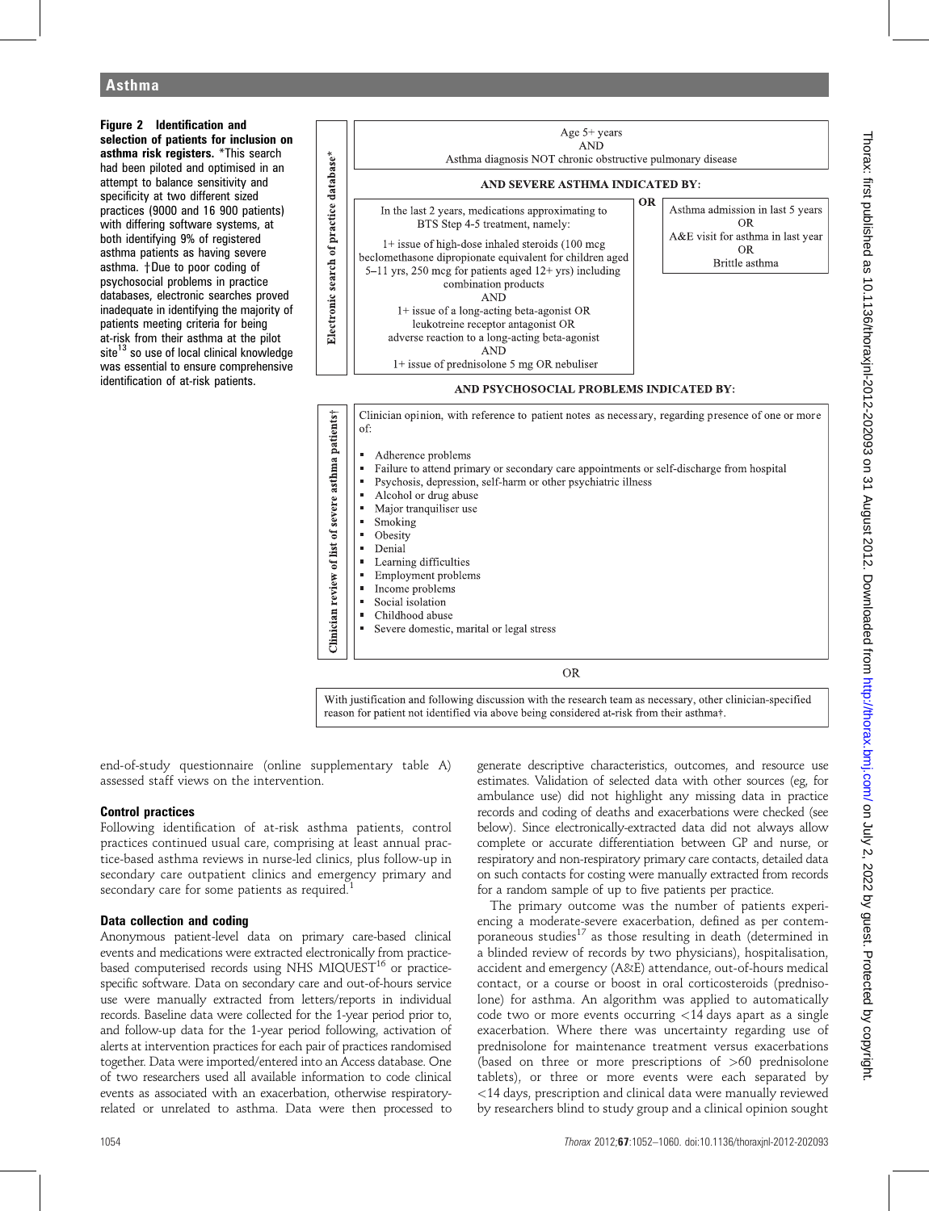**Figure 2 Identification and selection of patients for inclusion on asthma risk registers.** *This search had been piloted and optimised in an attempt to balance sensitivity and specificity at two different sized practices (9000 and 16 900 patients) with differing software systems, at both identifying 9% of registered asthma patients as having severe asthma. †Due to poor coding of psychosocial problems in practice databases, electronic searches proved inadequate in identifying the majority of patients meeting criteria for being at-risk from their asthma at the pilot site[13] so use of local clinical knowledge was essential to ensure comprehensive identification of at-risk patients.

**Electronic search of practice database***

Age 5+ years
AND
Asthma diagnosis NOT chronic obstructive pulmonary disease

**AND SEVERE ASTHMA INDICATED BY:**

In the last 2 years, medications approximating to BTS Step 4-5 treatment, namely:

1+ issue of high-dose inhaled steroids (100 mcg beclomethasone dipropionate equivalent for children aged 5–11 yrs, 250 mcg for patients aged 12+ yrs) including combination products
AND
1+ issue of a long-acting beta-agonist OR leukotreine receptor antagonist OR adverse reaction to a long-acting beta-agonist
AND
1+ issue of prednisolone 5 mg OR nebuliser

**OR**

Asthma admission in last 5 years
OR
A&E visit for asthma in last year
OR
Brittle asthma

**AND PSYCHOSOCIAL PROBLEMS INDICATED BY:**

**Clinician review of list of severe asthma patients†**

Clinician opinion, with reference to patient notes as necessary, regarding presence of one or more of:

- Adherence problems
- Failure to attend primary or secondary care appointments or self-discharge from hospital
- Psychosis, depression, self-harm or other psychiatric illness
- Alcohol or drug abuse
- Major tranquiliser use
- Smoking
- Obesity
- Denial
- Learning difficulties
- Employment problems
- Income problems
- Social isolation
- Childhood abuse
- Severe domestic, marital or legal stress

OR

With justification and following discussion with the research team as necessary, other clinician-specified reason for patient not identified via above being considered at-risk from their asthma†.

end-of-study questionnaire (online supplementary table A) assessed staff views on the intervention.

### Control practices

Following identification of at-risk asthma patients, control practices continued usual care, comprising at least annual practice-based asthma reviews in nurse-led clinics, plus follow-up in secondary care outpatient clinics and emergency primary and secondary care for some patients as required.[1]

### Data collection and coding

Anonymous patient-level data on primary care-based clinical events and medications were extracted electronically from practice-based computerised records using NHS MIQUEST[16] or practice-specific software. Data on secondary care and out-of-hours service use were manually extracted from letters/reports in individual records. Baseline data were collected for the 1-year period prior to, and follow-up data for the 1-year period following, activation of alerts at intervention practices for each pair of practices randomised together. Data were imported/entered into an Access database. One of two researchers used all available information to code clinical events as associated with an exacerbation, otherwise respiratory-related or unrelated to asthma. Data were then processed to generate descriptive characteristics, outcomes, and resource use estimates. Validation of selected data with other sources (eg, for ambulance use) did not highlight any missing data in practice records and coding of deaths and exacerbations were checked (see below). Since electronically-extracted data did not always allow complete or accurate differentiation between GP and nurse, or respiratory and non-respiratory primary care contacts, detailed data on such contacts for costing were manually extracted from records for a random sample of up to five patients per practice.

The primary outcome was the number of patients experiencing a moderate-severe exacerbation, defined as per contemporaneous studies[17] as those resulting in death (determined in a blinded review of records by two physicians), hospitalisation, accident and emergency (A&E) attendance, out-of-hours medical contact, or a course or boost in oral corticosteroids (prednisolone) for asthma. An algorithm was applied to automatically code two or more events occurring <14 days apart as a single exacerbation. Where there was uncertainty regarding use of prednisolone for maintenance treatment versus exacerbations (based on three or more prescriptions of >60 prednisolone tablets), or three or more events were each separated by <14 days, prescription and clinical data were manually reviewed by researchers blind to study group and a clinical opinion sought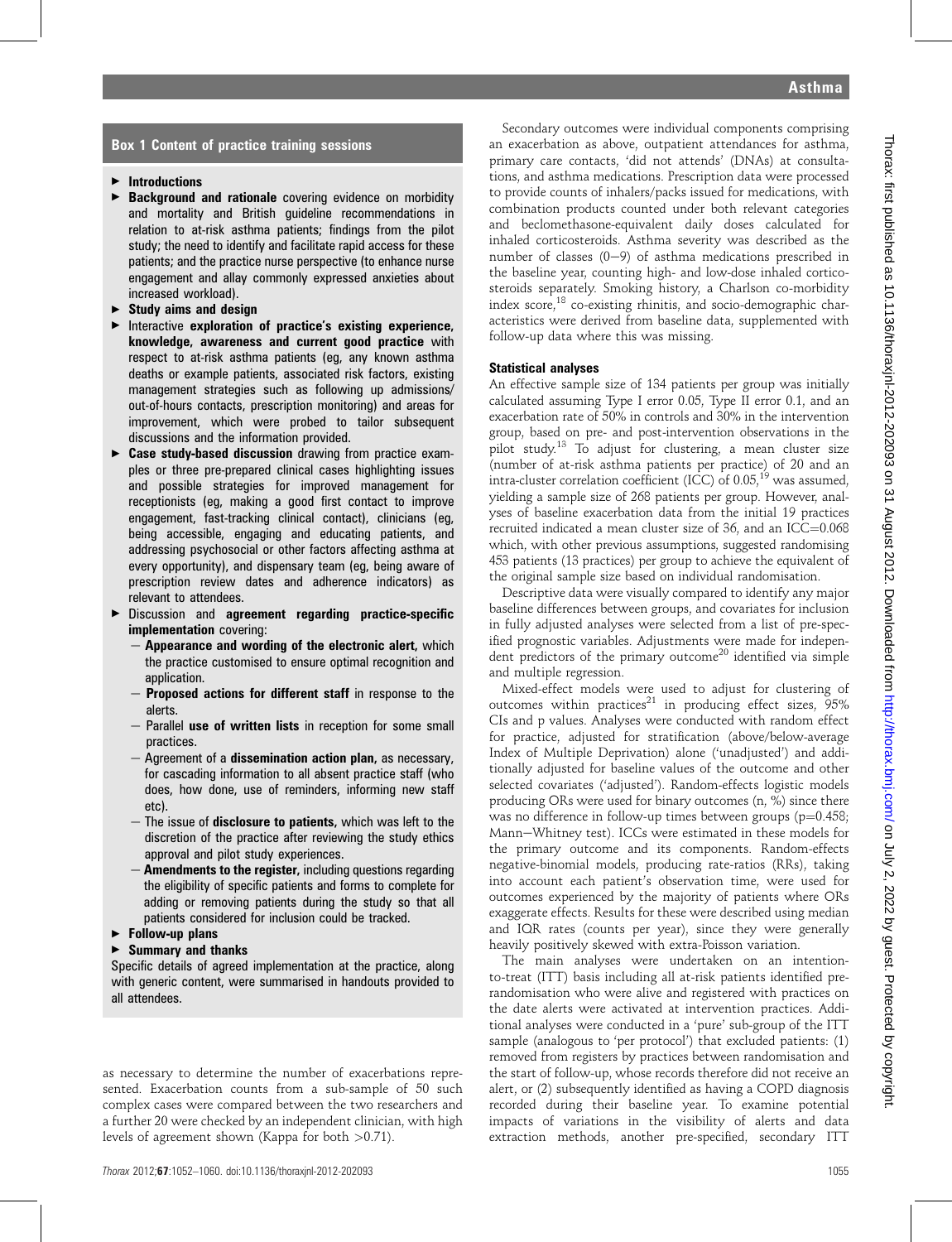### Box 1 Content of practice training sessions

- **Introductions**
- **Background and rationale** covering evidence on morbidity and mortality and British guideline recommendations in relation to at-risk asthma patients; findings from the pilot study; the need to identify and facilitate rapid access for these patients; and the practice nurse perspective (to enhance nurse engagement and allay commonly expressed anxieties about increased workload).
- **Study aims and design**
- Interactive **exploration of practice's existing experience, knowledge, awareness and current good practice** with respect to at-risk asthma patients (eg, any known asthma deaths or example patients, associated risk factors, existing management strategies such as following up admissions/out-of-hours contacts, prescription monitoring) and areas for improvement, which were probed to tailor subsequent discussions and the information provided.
- **Case study-based discussion** drawing from practice examples or three pre-prepared clinical cases highlighting issues and possible strategies for improved management for receptionists (eg, making a good first contact to improve engagement, fast-tracking clinical contact), clinicians (eg, being accessible, engaging and educating patients, and addressing psychosocial or other factors affecting asthma at every opportunity), and dispensary team (eg, being aware of prescription review dates and adherence indicators) as relevant to attendees.
- Discussion and **agreement regarding practice-specific implementation** covering:
  - **Appearance and wording of the electronic alert**, which the practice customised to ensure optimal recognition and application.
  - **Proposed actions for different staff** in response to the alerts.
  - Parallel **use of written lists** in reception for some small practices.
  - Agreement of a **dissemination action plan**, as necessary, for cascading information to all absent practice staff (who does, how done, use of reminders, informing new staff etc).
  - The issue of **disclosure to patients**, which was left to the discretion of the practice after reviewing the study ethics approval and pilot study experiences.
  - **Amendments to the register**, including questions regarding the eligibility of specific patients and forms to complete for adding or removing patients during the study so that all patients considered for inclusion could be tracked.
- **Follow-up plans**
- **Summary and thanks**

Specific details of agreed implementation at the practice, along with generic content, were summarised in handouts provided to all attendees.

as necessary to determine the number of exacerbations represented. Exacerbation counts from a sub-sample of 50 such complex cases were compared between the two researchers and a further 20 were checked by an independent clinician, with high levels of agreement shown (Kappa for both >0.71).

Secondary outcomes were individual components comprising an exacerbation as above, outpatient attendances for asthma, primary care contacts, 'did not attends' (DNAs) at consultations, and asthma medications. Prescription data were processed to provide counts of inhalers/packs issued for medications, with combination products counted under both relevant categories and beclomethasone-equivalent daily doses calculated for inhaled corticosteroids. Asthma severity was described as the number of classes (0–9) of asthma medications prescribed in the baseline year, counting high- and low-dose inhaled corticosteroids separately. Smoking history, a Charlson co-morbidity index score,[18] co-existing rhinitis, and socio-demographic characteristics were derived from baseline data, supplemented with follow-up data where this was missing.

### Statistical analyses

An effective sample size of 134 patients per group was initially calculated assuming Type I error 0.05, Type II error 0.1, and an exacerbation rate of 50% in controls and 30% in the intervention group, based on pre- and post-intervention observations in the pilot study.[13] To adjust for clustering, a mean cluster size (number of at-risk asthma patients per practice) of 20 and an intra-cluster correlation coefficient (ICC) of 0.05,[19] was assumed, yielding a sample size of 268 patients per group. However, analyses of baseline exacerbation data from the initial 19 practices recruited indicated a mean cluster size of 36, and an ICC=0.068 which, with other previous assumptions, suggested randomising 453 patients (13 practices) per group to achieve the equivalent of the original sample size based on individual randomisation.

Descriptive data were visually compared to identify any major baseline differences between groups, and covariates for inclusion in fully adjusted analyses were selected from a list of pre-specified prognostic variables. Adjustments were made for independent predictors of the primary outcome[20] identified via simple and multiple regression.

Mixed-effect models were used to adjust for clustering of outcomes within practices[21] in producing effect sizes, 95% CIs and p values. Analyses were conducted with random effect for practice, adjusted for stratification (above/below-average Index of Multiple Deprivation) alone ('unadjusted') and additionally adjusted for baseline values of the outcome and other selected covariates ('adjusted'). Random-effects logistic models producing ORs were used for binary outcomes (n, %) since there was no difference in follow-up times between groups ($p=0.458$; Mann–Whitney test). ICCs were estimated in these models for the primary outcome and its components. Random-effects negative-binomial models, producing rate-ratios (RRs), taking into account each patient's observation time, were used for outcomes experienced by the majority of patients where ORs exaggerate effects. Results for these were described using median and IQR rates (counts per year), since they were generally heavily positively skewed with extra-Poisson variation.

The main analyses were undertaken on an intention-to-treat (ITT) basis including all at-risk patients identified pre-randomisation who were alive and registered with practices on the date alerts were activated at intervention practices. Additional analyses were conducted in a 'pure' sub-group of the ITT sample (analogous to 'per protocol') that excluded patients: (1) removed from registers by practices between randomisation and the start of follow-up, whose records therefore did not receive an alert, or (2) subsequently identified as having a COPD diagnosis recorded during their baseline year. To examine potential impacts of variations in the visibility of alerts and data extraction methods, another pre-specified, secondary ITT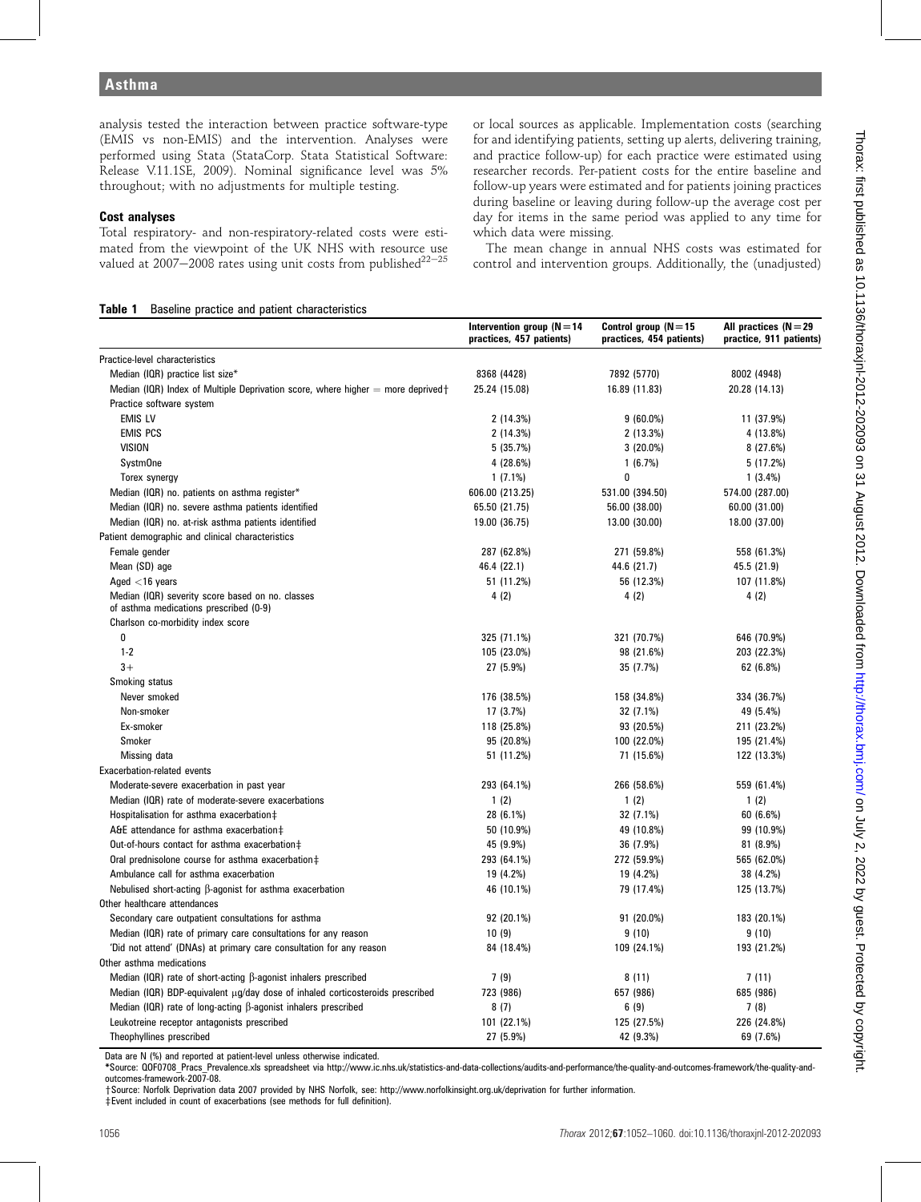analysis tested the interaction between practice software-type (EMIS vs non-EMIS) and the intervention. Analyses were performed using Stata (StataCorp. Stata Statistical Software: Release V.11.1SE, 2009). Nominal significance level was 5% throughout; with no adjustments for multiple testing.

### Cost analyses

Total respiratory- and non-respiratory-related costs were estimated from the viewpoint of the UK NHS with resource use valued at 2007–2008 rates using unit costs from published[22–25] or local sources as applicable. Implementation costs (searching for and identifying patients, setting up alerts, delivering training, and practice follow-up) for each practice were estimated using researcher records. Per-patient costs for the entire baseline and follow-up years were estimated and for patients joining practices during baseline or leaving during follow-up the average cost per day for items in the same period was applied to any time for which data were missing.

The mean change in annual NHS costs was estimated for control and intervention groups. Additionally, the (unadjusted)

**Table 1** Baseline practice and patient characteristics

| | Intervention group (N=14 practices, 457 patients) | Control group (N=15 practices, 454 patients) | All practices (N=29 practice, 911 patients) |
|---|---|---|---|
| Practice-level characteristics | | | |
| Median (IQR) practice list size* | 8368 (4428) | 7892 (5770) | 8002 (4948) |
| Median (IQR) Index of Multiple Deprivation score, where higher = more deprived† | 25.24 (15.08) | 16.89 (11.83) | 20.28 (14.13) |
| Practice software system | | | |
| EMIS LV | 2 (14.3%) | 9 (60.0%) | 11 (37.9%) |
| EMIS PCS | 2 (14.3%) | 2 (13.3%) | 4 (13.8%) |
| VISION | 5 (35.7%) | 3 (20.0%) | 8 (27.6%) |
| SystmOne | 4 (28.6%) | 1 (6.7%) | 5 (17.2%) |
| Torex synergy | 1 (7.1%) | 0 | 1 (3.4%) |
| Median (IQR) no. patients on asthma register* | 606.00 (213.25) | 531.00 (394.50) | 574.00 (287.00) |
| Median (IQR) no. severe asthma patients identified | 65.50 (21.75) | 56.00 (38.00) | 60.00 (31.00) |
| Median (IQR) no. at-risk asthma patients identified | 19.00 (36.75) | 13.00 (30.00) | 18.00 (37.00) |
| Patient demographic and clinical characteristics | | | |
| Female gender | 287 (62.8%) | 271 (59.8%) | 558 (61.3%) |
| Mean (SD) age | 46.4 (22.1) | 44.6 (21.7) | 45.5 (21.9) |
| Aged <16 years | 51 (11.2%) | 56 (12.3%) | 107 (11.8%) |
| Median (IQR) severity score based on no. classes of asthma medications prescribed (0-9) | 4 (2) | 4 (2) | 4 (2) |
| Charlson co-morbidity index score | | | |
| 0 | 325 (71.1%) | 321 (70.7%) | 646 (70.9%) |
| 1-2 | 105 (23.0%) | 98 (21.6%) | 203 (22.3%) |
| 3+ | 27 (5.9%) | 35 (7.7%) | 62 (6.8%) |
| Smoking status | | | |
| Never smoked | 176 (38.5%) | 158 (34.8%) | 334 (36.7%) |
| Non-smoker | 17 (3.7%) | 32 (7.1%) | 49 (5.4%) |
| Ex-smoker | 118 (25.8%) | 93 (20.5%) | 211 (23.2%) |
| Smoker | 95 (20.8%) | 100 (22.0%) | 195 (21.4%) |
| Missing data | 51 (11.2%) | 71 (15.6%) | 122 (13.3%) |
| Exacerbation-related events | | | |
| Moderate-severe exacerbation in past year | 293 (64.1%) | 266 (58.6%) | 559 (61.4%) |
| Median (IQR) rate of moderate-severe exacerbations | 1 (2) | 1 (2) | 1 (2) |
| Hospitalisation for asthma exacerbation‡ | 28 (6.1%) | 32 (7.1%) | 60 (6.6%) |
| A&E attendance for asthma exacerbation‡ | 50 (10.9%) | 49 (10.8%) | 99 (10.9%) |
| Out-of-hours contact for asthma exacerbation‡ | 45 (9.9%) | 36 (7.9%) | 81 (8.9%) |
| Oral prednisolone course for asthma exacerbation‡ | 293 (64.1%) | 272 (59.9%) | 565 (62.0%) |
| Ambulance call for asthma exacerbation | 19 (4.2%) | 19 (4.2%) | 38 (4.2%) |
| Nebulised short-acting β-agonist for asthma exacerbation | 46 (10.1%) | 79 (17.4%) | 125 (13.7%) |
| Other healthcare attendances | | | |
| Secondary care outpatient consultations for asthma | 92 (20.1%) | 91 (20.0%) | 183 (20.1%) |
| Median (IQR) rate of primary care consultations for any reason | 10 (9) | 9 (10) | 9 (10) |
| 'Did not attend' (DNAs) at primary care consultation for any reason | 84 (18.4%) | 109 (24.1%) | 193 (21.2%) |
| Other asthma medications | | | |
| Median (IQR) rate of short-acting β-agonist inhalers prescribed | 7 (9) | 8 (11) | 7 (11) |
| Median (IQR) BDP-equivalent μg/day dose of inhaled corticosteroids prescribed | 723 (986) | 657 (986) | 685 (986) |
| Median (IQR) rate of long-acting β-agonist inhalers prescribed | 8 (7) | 6 (9) | 7 (8) |
| Leukotreine receptor antagonists prescribed | 101 (22.1%) | 125 (27.5%) | 226 (24.8%) |
| Theophyllines prescribed | 27 (5.9%) | 42 (9.3%) | 69 (7.6%) |

Data are N (%) and reported at patient-level unless otherwise indicated.
*Source: QOF0708_Pracs_Prevalence.xls spreadsheet via http://www.ic.nhs.uk/statistics-and-data-collections/audits-and-performance/the-quality-and-outcomes-framework/the-quality-and-outcomes-framework-2007-08.
†Source: Norfolk Deprivation data 2007 provided by NHS Norfolk, see: http://www.norfolkinsight.org.uk/deprivation for further information.
‡Event included in count of exacerbations (see methods for full definition).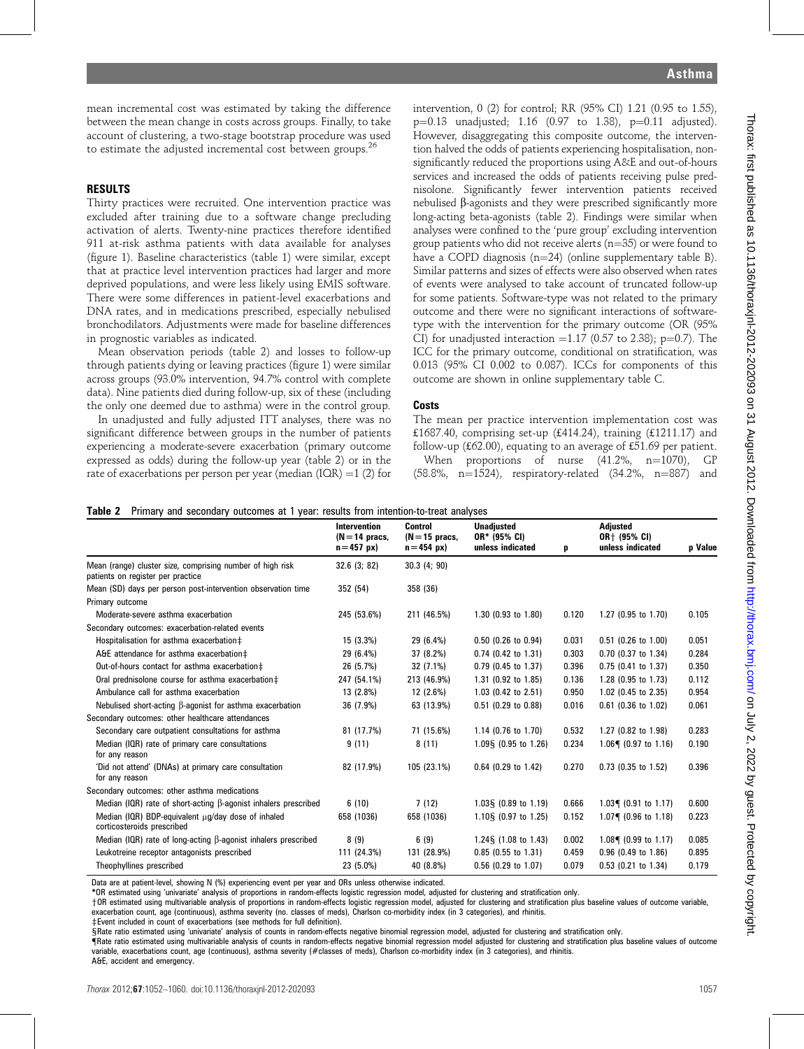mean incremental cost was estimated by taking the difference between the mean change in costs across groups. Finally, to take account of clustering, a two-stage bootstrap procedure was used to estimate the adjusted incremental cost between groups.[26]

## RESULTS

Thirty practices were recruited. One intervention practice was excluded after training due to a software change precluding activation of alerts. Twenty-nine practices therefore identified 911 at-risk asthma patients with data available for analyses (figure 1). Baseline characteristics (table 1) were similar, except that at practice level intervention practices had larger and more deprived populations, and were less likely using EMIS software. There were some differences in patient-level exacerbations and DNA rates, and in medications prescribed, especially nebulised bronchodilators. Adjustments were made for baseline differences in prognostic variables as indicated.

Mean observation periods (table 2) and losses to follow-up through patients dying or leaving practices (figure 1) were similar across groups (93.0% intervention, 94.7% control with complete data). Nine patients died during follow-up, six of these (including the only one deemed due to asthma) were in the control group.

In unadjusted and fully adjusted ITT analyses, there was no significant difference between groups in the number of patients experiencing a moderate-severe exacerbation (primary outcome expressed as odds) during the follow-up year (table 2) or in the rate of exacerbations per person per year (median (IQR) =1 (2) for intervention, 0 (2) for control; RR (95% CI) 1.21 (0.95 to 1.55), p=0.13 unadjusted; 1.16 (0.97 to 1.38), p=0.11 adjusted). However, disaggregating this composite outcome, the intervention halved the odds of patients experiencing hospitalisation, non-significantly reduced the proportions using A&E and out-of-hours services and increased the odds of patients receiving pulse prednisolone. Significantly fewer intervention patients received nebulised β-agonists and they were prescribed significantly more long-acting beta-agonists (table 2). Findings were similar when analyses were confined to the 'pure group' excluding intervention group patients who did not receive alerts (n=35) or were found to have a COPD diagnosis (n=24) (online supplementary table B). Similar patterns and sizes of effects were also observed when rates of events were analysed to take account of truncated follow-up for some patients. Software-type was not related to the primary outcome and there were no significant interactions of software-type with the intervention for the primary outcome (OR (95% CI) for unadjusted interaction =1.17 (0.57 to 2.38); p=0.7). The ICC for the primary outcome, conditional on stratification, was 0.013 (95% CI 0.002 to 0.087). ICCs for components of this outcome are shown in online supplementary table C.

### Costs

The mean per practice intervention implementation cost was £1687.40, comprising set-up (£414.24), training (£1211.17) and follow-up (£62.00), equating to an average of £51.69 per patient.

When proportions of nurse (41.2%, n=1070), GP (58.8%, n=1524), respiratory-related (34.2%, n=887) and

**Table 2** Primary and secondary outcomes at 1 year: results from intention-to-treat analyses

| | Intervention (N=14 pracs, n=457 px) | Control (N=15 pracs, n=454 px) | Unadjusted OR* (95% CI) unless indicated | p | Adjusted OR† (95% CI) unless indicated | p Value |
|---|---|---|---|---|---|---|
| Mean (range) cluster size, comprising number of high risk patients on register per practice | 32.6 (3; 82) | 30.3 (4; 90) | | | | |
| Mean (SD) days per person post-intervention observation time | 352 (54) | 358 (36) | | | | |
| Primary outcome | | | | | | |
| Moderate-severe asthma exacerbation | 245 (53.6%) | 211 (46.5%) | 1.30 (0.93 to 1.80) | 0.120 | 1.27 (0.95 to 1.70) | 0.105 |
| Secondary outcomes: exacerbation-related events | | | | | | |
| Hospitalisation for asthma exacerbation‡ | 15 (3.3%) | 29 (6.4%) | 0.50 (0.26 to 0.94) | 0.031 | 0.51 (0.26 to 1.00) | 0.051 |
| A&E attendance for asthma exacerbation‡ | 29 (6.4%) | 37 (8.2%) | 0.74 (0.42 to 1.31) | 0.303 | 0.70 (0.37 to 1.34) | 0.284 |
| Out-of-hours contact for asthma exacerbation‡ | 26 (5.7%) | 32 (7.1%) | 0.79 (0.45 to 1.37) | 0.396 | 0.75 (0.41 to 1.37) | 0.350 |
| Oral prednisolone course for asthma exacerbation‡ | 247 (54.1%) | 213 (46.9%) | 1.31 (0.92 to 1.85) | 0.136 | 1.28 (0.95 to 1.73) | 0.112 |
| Ambulance call for asthma exacerbation | 13 (2.8%) | 12 (2.6%) | 1.03 (0.42 to 2.51) | 0.950 | 1.02 (0.45 to 2.35) | 0.954 |
| Nebulised short-acting β-agonist for asthma exacerbation | 36 (7.9%) | 63 (13.9%) | 0.51 (0.29 to 0.88) | 0.016 | 0.61 (0.36 to 1.02) | 0.061 |
| Secondary outcomes: other healthcare attendances | | | | | | |
| Secondary care outpatient consultations for asthma | 81 (17.7%) | 71 (15.6%) | 1.14 (0.76 to 1.70) | 0.532 | 1.27 (0.82 to 1.98) | 0.283 |
| Median (IQR) rate of primary care consultations for any reason | 9 (11) | 8 (11) | 1.09§ (0.95 to 1.26) | 0.234 | 1.06¶ (0.97 to 1.16) | 0.190 |
| 'Did not attend' (DNAs) at primary care consultation for any reason | 82 (17.9%) | 105 (23.1%) | 0.64 (0.29 to 1.42) | 0.270 | 0.73 (0.35 to 1.52) | 0.396 |
| Secondary outcomes: other asthma medications | | | | | | |
| Median (IQR) rate of short-acting β-agonist inhalers prescribed | 6 (10) | 7 (12) | 1.03§ (0.89 to 1.19) | 0.666 | 1.03¶ (0.91 to 1.17) | 0.600 |
| Median (IQR) BDP-equivalent μg/day dose of inhaled corticosteroids prescribed | 658 (1036) | 658 (1036) | 1.10§ (0.97 to 1.25) | 0.152 | 1.07¶ (0.96 to 1.18) | 0.223 |
| Median (IQR) rate of long-acting β-agonist inhalers prescribed | 8 (9) | 6 (9) | 1.24§ (1.08 to 1.43) | 0.002 | 1.08¶ (0.99 to 1.17) | 0.085 |
| Leukotreine receptor antagonists prescribed | 111 (24.3%) | 131 (28.9%) | 0.85 (0.55 to 1.31) | 0.459 | 0.96 (0.49 to 1.86) | 0.895 |
| Theophyllines prescribed | 23 (5.0%) | 40 (8.8%) | 0.56 (0.29 to 1.07) | 0.079 | 0.53 (0.21 to 1.34) | 0.179 |

Data are at patient-level, showing N (%) experiencing event per year and ORs unless otherwise indicated.
*OR estimated using 'univariate' analysis of proportions in random-effects logistic regression model, adjusted for clustering and stratification only.
†OR estimated using multivariable analysis of proportions in random-effects logistic regression model, adjusted for clustering and stratification plus baseline values of outcome variable, exacerbation count, age (continuous), asthma severity (no. classes of meds), Charlson co-morbidity index (in 3 categories), and rhinitis.
‡Event included in count of exacerbations (see methods for full definition).
§Rate ratio estimated using 'univariate' analysis of counts in random-effects negative binomial regression model, adjusted for clustering and stratification only.
¶Rate ratio estimated using multivariable analysis of counts in random-effects negative binomial regression model adjusted for clustering and stratification plus baseline values of outcome variable, exacerbations count, age (continuous), asthma severity (#classes of meds), Charlson co-morbidity index (in 3 categories), and rhinitis.
A&E, accident and emergency.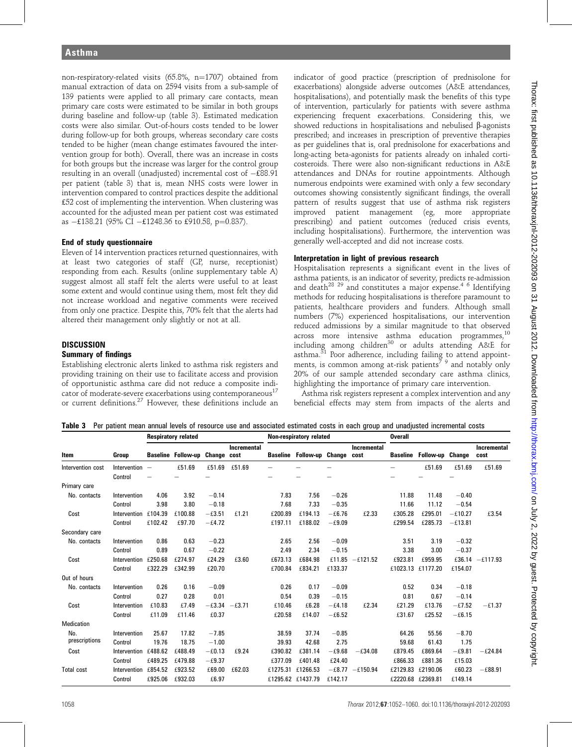non-respiratory-related visits (65.8%, n=1707) obtained from manual extraction of data on 2594 visits from a sub-sample of 139 patients were applied to all primary care contacts, mean primary care costs were estimated to be similar in both groups during baseline and follow-up (table 3). Estimated medication costs were also similar. Out-of-hours costs tended to be lower during follow-up for both groups, whereas secondary care costs tended to be higher (mean change estimates favoured the intervention group for both). Overall, there was an increase in costs for both groups but the increase was larger for the control group resulting in an overall (unadjusted) incremental cost of −£88.91 per patient (table 3) that is, mean NHS costs were lower in intervention compared to control practices despite the additional £52 cost of implementing the intervention. When clustering was accounted for the adjusted mean per patient cost was estimated as −£138.21 (95% CI −£1248.36 to £910.58, p=0.837).

### End of study questionnaire

Eleven of 14 intervention practices returned questionnaires, with at least two categories of staff (GP, nurse, receptionist) responding from each. Results (online supplementary table A) suggest almost all staff felt the alerts were useful to at least some extent and would continue using them, most felt they did not increase workload and negative comments were received from only one practice. Despite this, 70% felt that the alerts had altered their management only slightly or not at all.

## DISCUSSION

### Summary of findings

Establishing electronic alerts linked to asthma risk registers and providing training on their use to facilitate access and provision of opportunistic asthma care did not reduce a composite indicator of moderate-severe exacerbations using contemporaneous[17] or current definitions.[27] However, these definitions include an indicator of good practice (prescription of prednisolone for exacerbations) alongside adverse outcomes (A&E attendances, hospitalisations), and potentially mask the benefits of this type of intervention, particularly for patients with severe asthma experiencing frequent exacerbations. Considering this, we showed reductions in hospitalisations and nebulised β-agonists prescribed; and increases in prescription of preventive therapies as per guidelines that is, oral prednisolone for exacerbations and long-acting beta-agonists for patients already on inhaled corticosteroids. There were also non-significant reductions in A&E attendances and DNAs for routine appointments. Although numerous endpoints were examined with only a few secondary outcomes showing consistently significant findings, the overall pattern of results suggest that use of asthma risk registers improved patient management (eg, more appropriate prescribing) and patient outcomes (reduced crisis events, including hospitalisations). Furthermore, the intervention was generally well-accepted and did not increase costs.

### Interpretation in light of previous research

Hospitalisation represents a significant event in the lives of asthma patients, is an indicator of severity, predicts re-admission and death[28 29] and constitutes a major expense.[4 6] Identifying methods for reducing hospitalisations is therefore paramount to patients, healthcare providers and funders. Although small numbers (7%) experienced hospitalisations, our intervention reduced admissions by a similar magnitude to that observed across more intensive asthma education programmes,[10] including among children[30] or adults attending A&E for asthma.[31] Poor adherence, including failing to attend appointments, is common among at-risk patients[7 9] and notably only 20% of our sample attended secondary care asthma clinics, highlighting the importance of primary care intervention.

Asthma risk registers represent a complex intervention and any beneficial effects may stem from impacts of the alerts and

**Table 3** Per patient mean annual levels of resource use and associated estimated costs in each group and unadjusted incremental costs

| | | Respiratory related | | | | Non-respiratory related | | | | Overall | | | |
|---|---|---|---|---|---|---|---|---|---|---|---|---|---|
| Item | Group | Baseline | Follow-up | Change | Incremental cost | Baseline | Follow-up | Change | Incremental cost | Baseline | Follow-up | Change | Incremental cost |
| Intervention cost | Intervention | – | £51.69 | £51.69 | £51.69 | – | – | – | | – | £51.69 | £51.69 | £51.69 |
| | Control | – | – | – | | – | – | – | | – | – | – | |
| Primary care | | | | | | | | | | | | | |
| No. contacts | Intervention | 4.06 | 3.92 | −0.14 | | 7.83 | 7.56 | −0.26 | | 11.88 | 11.48 | −0.40 | |
| | Control | 3.98 | 3.80 | −0.18 | | 7.68 | 7.33 | −0.35 | | 11.66 | 11.12 | −0.54 | |
| Cost | Intervention | £104.39 | £100.88 | −£3.51 | £1.21 | £200.89 | £194.13 | −£6.76 | £2.33 | £305.28 | £295.01 | −£10.27 | £3.54 |
| | Control | £102.42 | £97.70 | −£4.72 | | £197.11 | £188.02 | −£9.09 | | £299.54 | £285.73 | −£13.81 | |
| Secondary care | | | | | | | | | | | | | |
| No. contacts | Intervention | 0.86 | 0.63 | −0.23 | | 2.65 | 2.56 | −0.09 | | 3.51 | 3.19 | −0.32 | |
| | Control | 0.89 | 0.67 | −0.22 | | 2.49 | 2.34 | −0.15 | | 3.38 | 3.00 | −0.37 | |
| Cost | Intervention | £250.68 | £274.97 | £24.29 | £3.60 | £673.13 | £684.98 | £11.85 | −£121.52 | £923.81 | £959.95 | £36.14 | −£117.93 |
| | Control | £322.29 | £342.99 | £20.70 | | £700.84 | £834.21 | £133.37 | | £1023.13 | £1177.20 | £154.07 | |
| Out of hours | | | | | | | | | | | | | |
| No. contacts | Intervention | 0.26 | 0.16 | −0.09 | | 0.26 | 0.17 | −0.09 | | 0.52 | 0.34 | −0.18 | |
| | Control | 0.27 | 0.28 | 0.01 | | 0.54 | 0.39 | −0.15 | | 0.81 | 0.67 | −0.14 | |
| Cost | Intervention | £10.83 | £7.49 | −£3.34 | −£3.71 | £10.46 | £6.28 | −£4.18 | £2.34 | £21.29 | £13.76 | −£7.52 | −£1.37 |
| | Control | £11.09 | £11.46 | £0.37 | | £20.58 | £14.07 | −£6.52 | | £31.67 | £25.52 | −£6.15 | |
| Medication | | | | | | | | | | | | | |
| No. prescriptions | Intervention | 25.67 | 17.82 | −7.85 | | 38.59 | 37.74 | −0.85 | | 64.26 | 55.56 | −8.70 | |
| | Control | 19.76 | 18.75 | −1.00 | | 39.93 | 42.68 | 2.75 | | 59.68 | 61.43 | 1.75 | |
| Cost | Intervention | £488.62 | £488.49 | −£0.13 | £9.24 | £390.82 | £381.14 | −£9.68 | −£34.08 | £879.45 | £869.64 | −£9.81 | −£24.84 |
| | Control | £489.25 | £479.88 | −£9.37 | | £377.09 | £401.48 | £24.40 | | £866.33 | £881.36 | £15.03 | |
| Total cost | Intervention | £854.52 | £923.52 | £69.00 | £62.03 | £1275.31 | £1266.53 | −£8.77 | −£150.94 | £2129.83 | £2190.06 | £60.23 | −£88.91 |
| | Control | £925.06 | £932.03 | £6.97 | | £1295.62 | £1437.79 | £142.17 | | £2220.68 | £2369.81 | £149.14 | |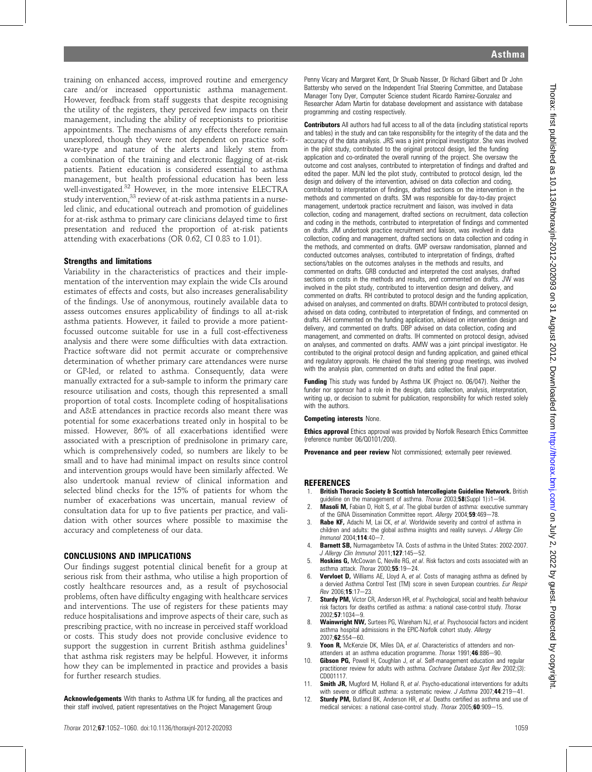training on enhanced access, improved routine and emergency care and/or increased opportunistic asthma management. However, feedback from staff suggests that despite recognising the utility of the registers, they perceived few impacts on their management, including the ability of receptionists to prioritise appointments. The mechanisms of any effects therefore remain unexplored, though they were not dependent on practice software-type and nature of the alerts and likely stem from a combination of the training and electronic flagging of at-risk patients. Patient education is considered essential to asthma management, but health professional education has been less well-investigated.[32] However, in the more intensive ELECTRA study intervention,[33] review of at-risk asthma patients in a nurse-led clinic, and educational outreach and promotion of guidelines for at-risk asthma to primary care clinicians delayed time to first presentation and reduced the proportion of at-risk patients attending with exacerbations (OR 0.62, CI 0.83 to 1.01).

### Strengths and limitations

Variability in the characteristics of practices and their implementation of the intervention may explain the wide CIs around estimates of effects and costs, but also increases generalisability of the findings. Use of anonymous, routinely available data to assess outcomes ensures applicability of findings to all at-risk asthma patients. However, it failed to provide a more patient-focussed outcome suitable for use in a full cost-effectiveness analysis and there were some difficulties with data extraction. Practice software did not permit accurate or comprehensive determination of whether primary care attendances were nurse or GP-led, or related to asthma. Consequently, data were manually extracted for a sub-sample to inform the primary care resource utilisation and costs, though this represented a small proportion of total costs. Incomplete coding of hospitalisations and A&E attendances in practice records also meant there was potential for some exacerbations treated only in hospital to be missed. However, 86% of all exacerbations identified were associated with a prescription of prednisolone in primary care, which is comprehensively coded, so numbers are likely to be small and to have had minimal impact on results since control and intervention groups would have been similarly affected. We also undertook manual review of clinical information and selected blind checks for the 15% of patients for whom the number of exacerbations was uncertain, manual review of consultation data for up to five patients per practice, and validation with other sources where possible to maximise the accuracy and completeness of our data.

## CONCLUSIONS AND IMPLICATIONS

Our findings suggest potential clinical benefit for a group at serious risk from their asthma, who utilise a high proportion of costly healthcare resources and, as a result of psychosocial problems, often have difficulty engaging with healthcare services and interventions. The use of registers for these patients may reduce hospitalisations and improve aspects of their care, such as prescribing practice, with no increase in perceived staff workload or costs. This study does not provide conclusive evidence to support the suggestion in current British asthma guidelines[1] that asthma risk registers may be helpful. However, it informs how they can be implemented in practice and provides a basis for further research studies.

**Acknowledgements** With thanks to Asthma UK for funding, all the practices and their staff involved, patient representatives on the Project Management Group Penny Vicary and Margaret Kent, Dr Shuaib Nasser, Dr Richard Gilbert and Dr John Battersby who served on the Independent Trial Steering Committee, and Database Manager Tony Dyer, Computer Science student Ricardo Ramirez-Gonzalez and Researcher Adam Martin for database development and assistance with database programming and costing respectively.

**Contributors** All authors had full access to all of the data (including statistical reports and tables) in the study and can take responsibility for the integrity of the data and the accuracy of the data analysis. JRS was a joint principal investigator. She was involved in the pilot study, contributed to the original protocol design, led the funding application and co-ordinated the overall running of the project. She oversaw the outcome and cost analyses, contributed to interpretation of findings and drafted and edited the paper. MJN led the pilot study, contributed to protocol design, led the design and delivery of the intervention, advised on data collection and coding, contributed to interpretation of findings, drafted sections on the intervention in the methods and commented on drafts. SM was responsible for day-to-day project management, undertook practice recruitment and liaison, was involved in data collection, coding and management, drafted sections on recruitment, data collection and coding in the methods, contributed to interpretation of findings and commented on drafts. JM undertook practice recruitment and liaison, was involved in data collection, coding and management, drafted sections on data collection and coding in the methods, and commented on drafts. GMP oversaw randomisation, planned and conducted outcomes analyses, contributed to interpretation of findings, drafted sections/tables on the outcomes analyses in the methods and results, and commented on drafts. GRB conducted and interpreted the cost analyses, drafted sections on costs in the methods and results, and commented on drafts. JW was involved in the pilot study, contributed to intervention design and delivery, and commented on drafts. RH contributed to protocol design and the funding application, advised on analyses, and commented on drafts. BDWH contributed to protocol design, advised on data coding, contributed to interpretation of findings, and commented on drafts. AH commented on the funding application, advised on intervention design and delivery, and commented on drafts. DBP advised on data collection, coding and management, and commented on drafts. IH commented on protocol design, advised on analyses, and commented on drafts. AMW was a joint principal investigator. He contributed to the original protocol design and funding application, and gained ethical and regulatory approvals. He chaired the trial steering group meetings, was involved with the analysis plan, commented on drafts and edited the final paper.

**Funding** This study was funded by Asthma UK (Project no. 06/047). Neither the funder nor sponsor had a role in the design, data collection, analysis, interpretation, writing up, or decision to submit for publication, responsibility for which rested solely with the authors.

**Competing interests** None.

**Ethics approval** Ethics approval was provided by Norfolk Research Ethics Committee (reference number 06/Q0101/200).

**Provenance and peer review** Not commissioned; externally peer reviewed.

## REFERENCES

1. **British Thoracic Society & Scottish Intercollegiate Guideline Network.** British guideline on the management of asthma. *Thorax* 2003;**58**(Suppl 1):i1−94.
2. **Masoli M,** Fabian D, Holt S, *et al*. The global burden of asthma: executive summary of the GINA Dissemination Committee report. *Allergy* 2004;**59**:469−78.
3. **Rabe KF,** Adachi M, Lai CK, *et al*. Worldwide severity and control of asthma in children and adults: the global asthma insights and reality surveys. *J Allergy Clin Immunol* 2004;**114**:40−7.
4. **Barnett SB,** Nurmagambetov TA. Costs of asthma in the United States: 2002-2007. *J Allergy Clin Immunol* 2011;**127**:145−52.
5. **Hoskins G,** McCowan C, Neville RG, *et al*. Risk factors and costs associated with an asthma attack. *Thorax* 2000;**55**:19−24.
6. **Vervloet D,** Williams AE, Lloyd A, *et al*. Costs of managing asthma as defined by a dervied Asthma Control Test (TM) score in seven European countries. *Eur Respir Rev* 2006;**15**:17−23.
7. **Sturdy PM,** Victor CR, Anderson HR, *et al*. Psychological, social and health behaviour risk factors for deaths certified as asthma: a national case-control study. *Thorax* 2002;**57**:1034−9.
8. **Wainwright NW,** Surtees PG, Wareham NJ, *et al*. Psychosocial factors and incident asthma hospital admissions in the EPIC-Norfolk cohort study. *Allergy* 2007;**62**:554−60.
9. **Yoon R,** McKenzie DK, Miles DA, *et al*. Characteristics of attenders and non-attenders at an asthma education programme. *Thorax* 1991;**46**:886−90.
10. **Gibson PG,** Powell H, Coughlan J, *et al*. Self-management education and regular practitioner review for adults with asthma. *Cochrane Database Syst Rev* 2002;(3):CD001117.
11. **Smith JR,** Mugford M, Holland R, *et al*. Psycho-educational interventions for adults with severe or difficult asthma: a systematic review. *J Asthma* 2007;**44**:219−41.
12. **Sturdy PM,** Butland BK, Anderson HR, *et al*. Deaths certified as asthma and use of medical services: a national case-control study. *Thorax* 2005;**60**:909−15.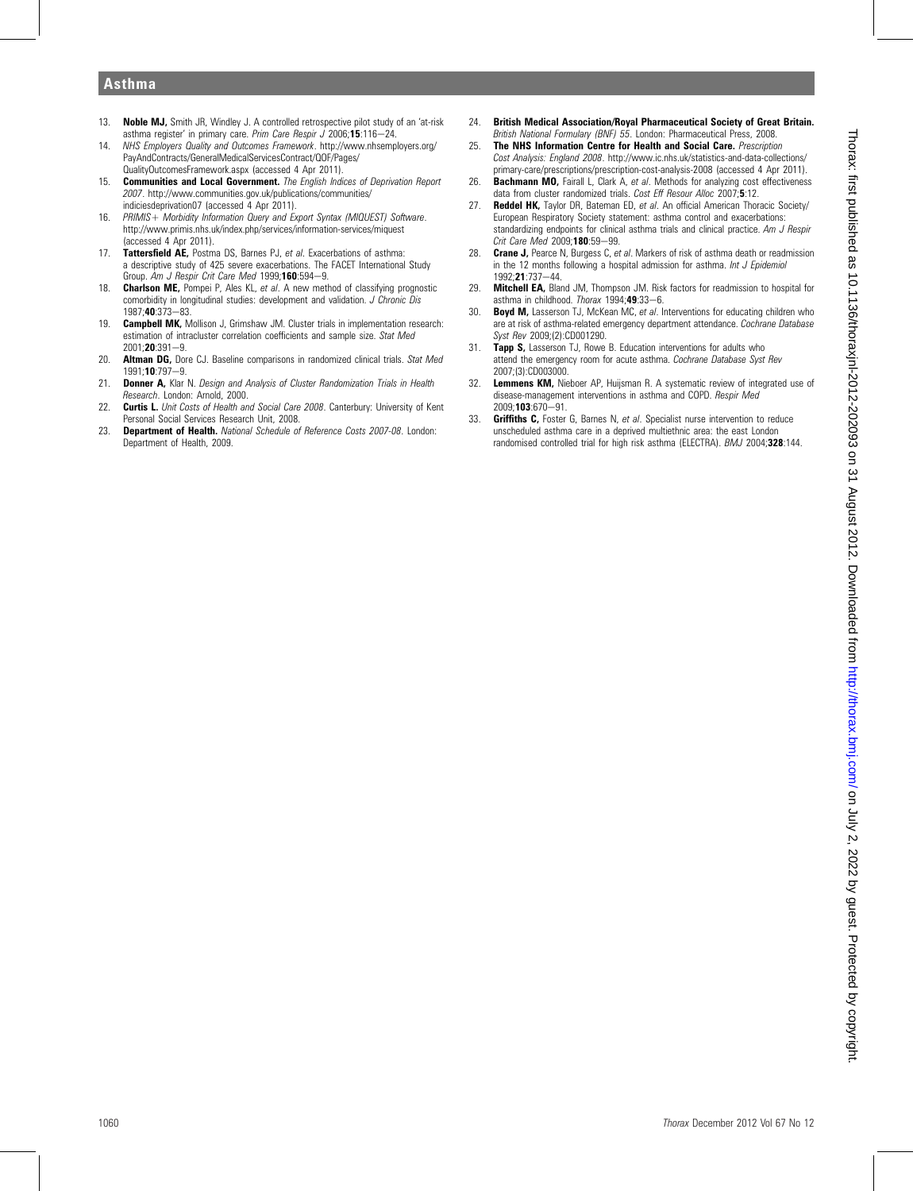13. **Noble MJ,** Smith JR, Windley J. A controlled retrospective pilot study of an 'at-risk asthma register' in primary care. *Prim Care Respir J* 2006;**15**:116—24.
14. *NHS Employers Quality and Outcomes Framework*. http://www.nhsemployers.org/PayAndContracts/GeneralMedicalServicesContract/QOF/Pages/QualityOutcomesFramework.aspx (accessed 4 Apr 2011).
15. **Communities and Local Government.** *The English Indices of Deprivation Report 2007*. http://www.communities.gov.uk/publications/communities/indiciesdeprivation07 (accessed 4 Apr 2011).
16. *PRIMIS+ Morbidity Information Query and Export Syntax (MIQUEST) Software*. http://www.primis.nhs.uk/index.php/services/information-services/miquest (accessed 4 Apr 2011).
17. **Tattersfield AE,** Postma DS, Barnes PJ, *et al*. Exacerbations of asthma: a descriptive study of 425 severe exacerbations. The FACET International Study Group. *Am J Respir Crit Care Med* 1999;**160**:594—9.
18. **Charlson ME,** Pompei P, Ales KL, *et al*. A new method of classifying prognostic comorbidity in longitudinal studies: development and validation. *J Chronic Dis* 1987;**40**:373—83.
19. **Campbell MK,** Mollison J, Grimshaw JM. Cluster trials in implementation research: estimation of intracluster correlation coefficients and sample size. *Stat Med* 2001;**20**:391—9.
20. **Altman DG,** Dore CJ. Baseline comparisons in randomized clinical trials. *Stat Med* 1991;**10**:797—9.
21. **Donner A,** Klar N. *Design and Analysis of Cluster Randomization Trials in Health Research*. London: Arnold, 2000.
22. **Curtis L.** *Unit Costs of Health and Social Care 2008*. Canterbury: University of Kent Personal Social Services Research Unit, 2008.
23. **Department of Health.** *National Schedule of Reference Costs 2007-08*. London: Department of Health, 2009.
24. **British Medical Association/Royal Pharmaceutical Society of Great Britain.** *British National Formulary (BNF) 55*. London: Pharmaceutical Press, 2008.
25. **The NHS Information Centre for Health and Social Care.** *Prescription Cost Analysis: England 2008*. http://www.ic.nhs.uk/statistics-and-data-collections/primary-care/prescriptions/prescription-cost-analysis-2008 (accessed 4 Apr 2011).
26. **Bachmann MO,** Fairall L, Clark A, *et al*. Methods for analyzing cost effectiveness data from cluster randomized trials. *Cost Eff Resour Alloc* 2007;**5**:12.
27. **Reddel HK,** Taylor DR, Bateman ED, *et al*. An official American Thoracic Society/European Respiratory Society statement: asthma control and exacerbations: standardizing endpoints for clinical asthma trials and clinical practice. *Am J Respir Crit Care Med* 2009;**180**:59—99.
28. **Crane J,** Pearce N, Burgess C, *et al*. Markers of risk of asthma death or readmission in the 12 months following a hospital admission for asthma. *Int J Epidemiol* 1992;**21**:737—44.
29. **Mitchell EA,** Bland JM, Thompson JM. Risk factors for readmission to hospital for asthma in childhood. *Thorax* 1994;**49**:33—6.
30. **Boyd M,** Lasserson TJ, McKean MC, *et al*. Interventions for educating children who are at risk of asthma-related emergency department attendance. *Cochrane Database Syst Rev* 2009;(2):CD001290.
31. **Tapp S,** Lasserson TJ, Rowe B. Education interventions for adults who attend the emergency room for acute asthma. *Cochrane Database Syst Rev* 2007;(3):CD003000.
32. **Lemmens KM,** Nieboer AP, Huijsman R. A systematic review of integrated use of disease-management interventions in asthma and COPD. *Respir Med* 2009;**103**:670—91.
33. **Griffiths C,** Foster G, Barnes N, *et al*. Specialist nurse intervention to reduce unscheduled asthma care in a deprived multiethnic area: the east London randomised controlled trial for high risk asthma (ELECTRA). *BMJ* 2004;**328**:144.